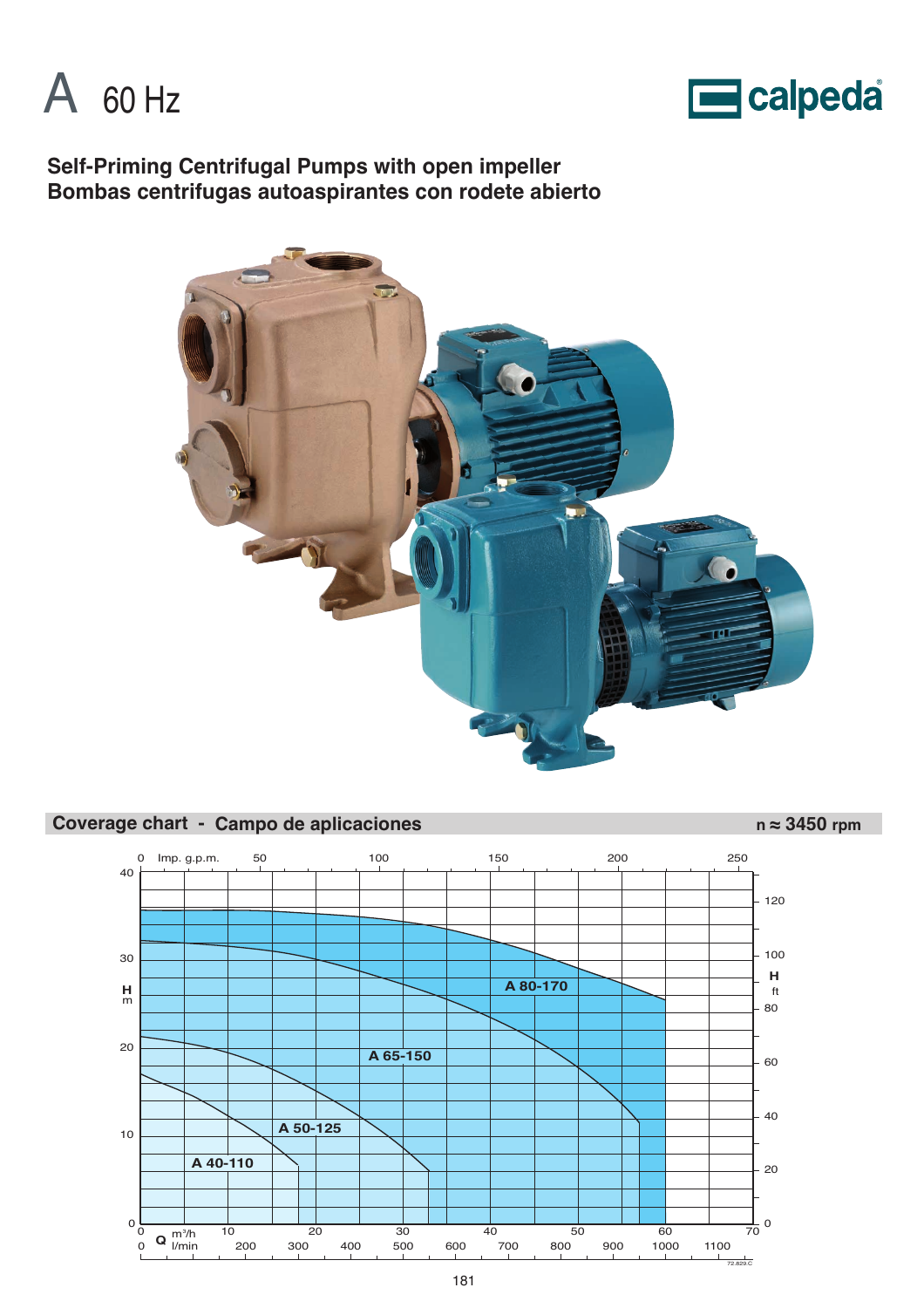# A 60 Hz

calpeda

## Self-Priming Centrifugal Pumps with open impeller
## Bombas centrifugas autoaspirantes con rodete abierto

## Coverage chart - Campo de aplicaciones

n ≈ 3450 rpm

A 80-170

A 65-150

A 50-125

A 40-110

H m: 0, 10, 20, 30, 40

H ft: 0, 20, 40, 60, 80, 100, 120

Q Imp. g.p.m.: 0, 50, 100, 150, 200, 250

Q $m^3/h$: 0, 10, 20, 30, 40, 50, 60, 70

Q l/min: 0, 200, 300, 400, 500, 600, 700, 800, 900, 1000, 1100

72.829.C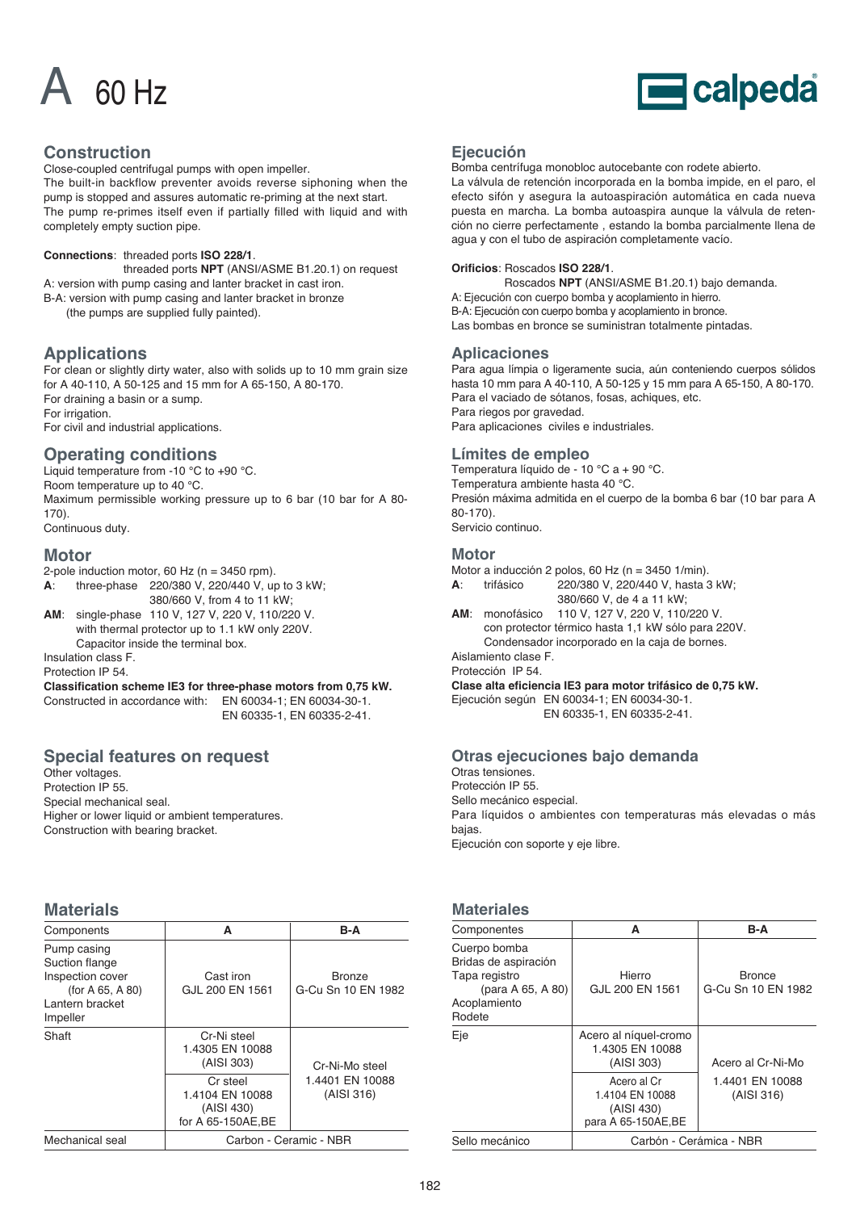# A 60 Hz

calpeda

## Construction

Close-coupled centrifugal pumps with open impeller.
The built-in backflow preventer avoids reverse siphoning when the pump is stopped and assures automatic re-priming at the next start.
The pump re-primes itself even if partially filled with liquid and with completely empty suction pipe.

**Connections**: threaded ports **ISO 228/1**.
threaded ports **NPT** (ANSI/ASME B1.20.1) on request
A: version with pump casing and lanter bracket in cast iron.
B-A: version with pump casing and lanter bracket in bronze
(the pumps are supplied fully painted).

## Applications

For clean or slightly dirty water, also with solids up to 10 mm grain size for A 40-110, A 50-125 and 15 mm for A 65-150, A 80-170.
For draining a basin or a sump.
For irrigation.
For civil and industrial applications.

## Operating conditions

Liquid temperature from -10 °C to +90 °C.
Room temperature up to 40 °C.
Maximum permissible working pressure up to 6 bar (10 bar for A 80-170).
Continuous duty.

## Motor

2-pole induction motor, 60 Hz (n = 3450 rpm).
**A**: three-phase 220/380 V, 220/440 V, up to 3 kW;
380/660 V, from 4 to 11 kW;
**AM**: single-phase 110 V, 127 V, 220 V, 110/220 V.
with thermal protector up to 1.1 kW only 220V.
Capacitor inside the terminal box.
Insulation class F.
Protection IP 54.
**Classification scheme IE3 for three-phase motors from 0,75 kW.**
Constructed in accordance with: EN 60034-1; EN 60034-30-1.
EN 60335-1, EN 60335-2-41.

## Special features on request

Other voltages.
Protection IP 55.
Special mechanical seal.
Higher or lower liquid or ambient temperatures.
Construction with bearing bracket.

## Materials

| Components | A | B-A |
|---|---|---|
| Pump casing<br>Suction flange<br>Inspection cover (for A 65, A 80)<br>Lantern bracket<br>Impeller | Cast iron<br>GJL 200 EN 1561 | Bronze<br>G-Cu Sn 10 EN 1982 |
| Shaft | Cr-Ni steel<br>1.4305 EN 10088<br>(AISI 303) | Cr-Ni-Mo steel<br>1.4401 EN 10088<br>(AISI 316) |
| | Cr steel<br>1.4104 EN 10088<br>(AISI 430)<br>for A 65-150AE,BE | |
| Mechanical seal | Carbon - Ceramic - NBR | |

## Ejecución

Bomba centrífuga monobloc autocebante con rodete abierto.
La válvula de retención incorporada en la bomba impide, en el paro, el efecto sifón y asegura la autoaspiración automática en cada nueva puesta en marcha. La bomba autoaspira aunque la válvula de retención no cierre perfectamente , estando la bomba parcialmente llena de agua y con el tubo de aspiración completamente vacío.

**Orificios**: Roscados **ISO 228/1**.
Roscados **NPT** (ANSI/ASME B1.20.1) bajo demanda.
A: Ejecución con cuerpo bomba y acoplamiento en hierro.
B-A: Ejecución con cuerpo bomba y acoplamiento in bronce.
Las bombas en bronce se suministran totalmente pintadas.

## Aplicaciones

Para agua límpia o ligeramente sucia, aún conteniendo cuerpos sólidos hasta 10 mm para A 40-110, A 50-125 y 15 mm para A 65-150, A 80-170.
Para el vaciado de sótanos, fosas, achiques, etc.
Para riegos por gravedad.
Para aplicaciones civiles e industriales.

## Límites de empleo

Temperatura líquido de - 10 °C a + 90 °C.
Temperatura ambiente hasta 40 °C.
Presión máxima admitida en el cuerpo de la bomba 6 bar (10 bar para A 80-170).
Servicio continuo.

## Motor

Motor a inducción 2 polos, 60 Hz (n = 3450 1/min).
**A**: trifásico 220/380 V, 220/440 V, hasta 3 kW;
380/660 V, de 4 a 11 kW;
**AM**: monofásico 110 V, 127 V, 220 V, 110/220 V.
con protector térmico hasta 1,1 kW sólo para 220V.
Condensador incorporado en la caja de bornes.
Aislamiento clase F.
Protección IP 54.
**Clase alta eficiencia IE3 para motor trifásico de 0,75 kW.**
Ejecución según EN 60034-1; EN 60034-30-1.
EN 60335-1, EN 60335-2-41.

## Otras ejecuciones bajo demanda

Otras tensiones.
Protección IP 55.
Sello mecánico especial.
Para líquidos o ambientes con temperaturas más elevadas o más bajas.
Ejecución con soporte y eje libre.

## Materiales

| Componentes | A | B-A |
|---|---|---|
| Cuerpo bomba<br>Bridas de aspiración<br>Tapa registro (para A 65, A 80)<br>Acoplamiento<br>Rodete | Hierro<br>GJL 200 EN 1561 | Bronce<br>G-Cu Sn 10 EN 1982 |
| Eje | Acero al níquel-cromo<br>1.4305 EN 10088<br>(AISI 303) | Acero al Cr-Ni-Mo<br>1.4401 EN 10088<br>(AISI 316) |
| | Acero al Cr<br>1.4104 EN 10088<br>(AISI 430)<br>para A 65-150AE,BE | |
| Sello mecánico | Carbón - Cerámica - NBR | |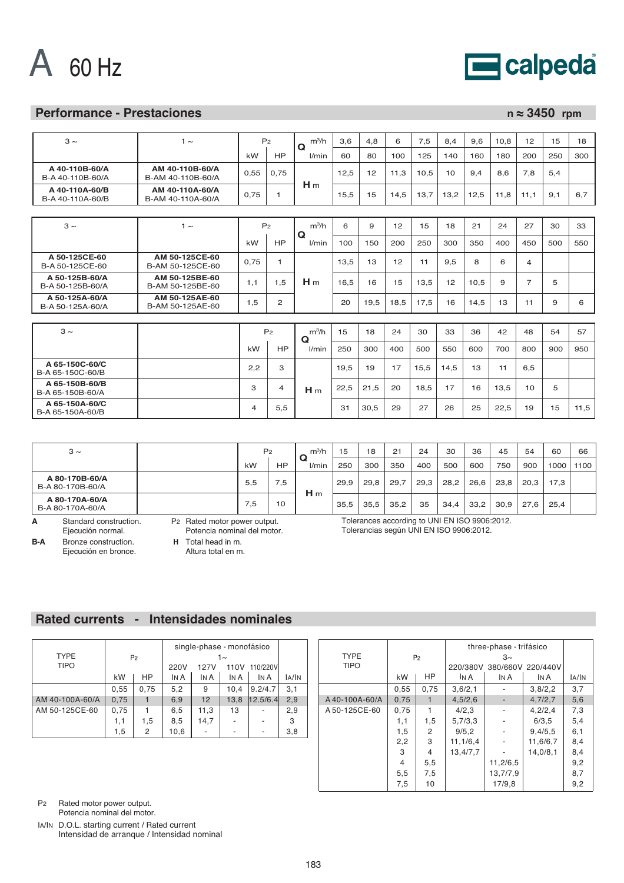# A 60 Hz

calpeda

## Performance - Prestaciones

n ≈ 3450 rpm

| 3 ~ | 1 ~ | $P_2$ | | Q m³/h | 3,6 | 4,8 | 6 | 7,5 | 8,4 | 9,6 | 10,8 | 12 | 15 | 18 |
|---|---|---|---|---|---|---|---|---|---|---|---|---|---|---|
| | | kW | HP | l/min | 60 | 80 | 100 | 125 | 140 | 160 | 180 | 200 | 250 | 300 |
| **A 40-110B-60/A** B-A 40-110B-60/A | **AM 40-110B-60/A** B-AM 40-110B-60/A | 0,55 | 0,75 | H m | 12,5 | 12 | 11,3 | 10,5 | 10 | 9,4 | 8,6 | 7,8 | 5,4 | |
| **A 40-110A-60/B** B-A 40-110A-60/B | **AM 40-110A-60/A** B-AM 40-110A-60/A | 0,75 | 1 | | 15,5 | 15 | 14,5 | 13,7 | 13,2 | 12,5 | 11,8 | 11,1 | 9,1 | 6,7 |

| 3 ~ | 1 ~ | $P_2$ | | Q m³/h | 6 | 9 | 12 | 15 | 18 | 21 | 24 | 27 | 30 | 33 |
|---|---|---|---|---|---|---|---|---|---|---|---|---|---|---|
| | | kW | HP | l/min | 100 | 150 | 200 | 250 | 300 | 350 | 400 | 450 | 500 | 550 |
| **A 50-125CE-60** B-A 50-125CE-60 | **AM 50-125CE-60** B-AM 50-125CE-60 | 0,75 | 1 | H m | 13,5 | 13 | 12 | 11 | 9,5 | 8 | 6 | 4 | | |
| **A 50-125B-60/A** B-A 50-125B-60/A | **AM 50-125BE-60** B-AM 50-125BE-60 | 1,1 | 1,5 | | 16,5 | 16 | 15 | 13,5 | 12 | 10,5 | 9 | 7 | 5 | |
| **A 50-125A-60/A** B-A 50-125A-60/A | **AM 50-125AE-60** B-AM 50-125AE-60 | 1,5 | 2 | | 20 | 19,5 | 18,5 | 17,5 | 16 | 14,5 | 13 | 11 | 9 | 6 |

| 3 ~ | | $P_2$ | | Q m³/h | 15 | 18 | 24 | 30 | 33 | 36 | 42 | 48 | 54 | 57 |
|---|---|---|---|---|---|---|---|---|---|---|---|---|---|---|
| | | kW | HP | l/min | 250 | 300 | 400 | 500 | 550 | 600 | 700 | 800 | 900 | 950 |
| **A 65-150C-60/C** B-A 65-150C-60/B | | 2,2 | 3 | H m | 19,5 | 19 | 17 | 15,5 | 14,5 | 13 | 11 | 6,5 | | |
| **A 65-150B-60/B** B-A 65-150B-60/A | | 3 | 4 | | 22,5 | 21,5 | 20 | 18,5 | 17 | 16 | 13,5 | 10 | 5 | |
| **A 65-150A-60/C** B-A 65-150A-60/B | | 4 | 5,5 | | 31 | 30,5 | 29 | 27 | 26 | 25 | 22,5 | 19 | 15 | 11,5 |

| 3 ~ | | $P_2$ | | Q m³/h | 15 | 18 | 21 | 24 | 30 | 36 | 45 | 54 | 60 | 66 |
|---|---|---|---|---|---|---|---|---|---|---|---|---|---|---|
| | | kW | HP | l/min | 250 | 300 | 350 | 400 | 500 | 600 | 750 | 900 | 1000 | 1100 |
| **A 80-170B-60/A** B-A 80-170B-60/A | | 5,5 | 7,5 | H m | 29,9 | 29,8 | 29,7 | 29,3 | 28,2 | 26,6 | 23,8 | 20,3 | 17,3 | |
| **A 80-170A-60/A** B-A 80-170A-60/A | | 7,5 | 10 | | 35,5 | 35,5 | 35,2 | 35 | 34,4 | 33,2 | 30,9 | 27,6 | 25,4 | |

**A** Standard construction.
Ejecución normal.

**B-A** Bronze construction.
Ejecución en bronce.

$P_2$ Rated motor power output.
Potencia nominal del motor.

**H** Total head in m.
Altura total en m.

Tolerances according to UNI EN ISO 9906:2012.
Tolerancias según UNI EN ISO 9906:2012.

## Rated currents - Intensidades nominales

| TYPE TIPO | $P_2$ | | single-phase - monofásico 1~ | | | | |
|---|---|---|---|---|---|---|---|
| | | | 220V | 127V | 110V | 110/220V | |
| | kW | HP | IN A | IN A | IN A | IN A | IA/IN |
| | 0,55 | 0,75 | 5,2 | 9 | 10,4 | 9.2/4.7 | 3,1 |
| AM 40-100A-60/A | 0,75 | 1 | 6,9 | 12 | 13,8 | 12.5/6.4 | 2,9 |
| AM 50-125CE-60 | 0,75 | 1 | 6,5 | 11,3 | 13 | - | 2,9 |
| | 1,1 | 1,5 | 8,5 | 14,7 | - | - | 3 |
| | 1,5 | 2 | 10,6 | - | - | - | 3,8 |

| TYPE TIPO | $P_2$ | | three-phase - trifásico 3~ | | | |
|---|---|---|---|---|---|---|
| | | | 220/380V | 380/660V | 220/440V | |
| | kW | HP | IN A | IN A | IN A | IA/IN |
| | 0,55 | 0,75 | 3,6/2,1 | - | 3,8/2,2 | 3,7 |
| A 40-100A-60/A | 0,75 | 1 | 4,5/2,6 | - | 4,7/2,7 | 5,6 |
| A 50-125CE-60 | 0,75 | 1 | 4/2,3 | - | 4,2/2,4 | 7,3 |
| | 1,1 | 1,5 | 5,7/3,3 | - | 6/3,5 | 5,4 |
| | 1,5 | 2 | 9/5,2 | - | 9,4/5,5 | 6,1 |
| | 2,2 | 3 | 11,1/6,4 | - | 11,6/6,7 | 8,4 |
| | 3 | 4 | 13,4/7,7 | - | 14,0/8,1 | 8,4 |
| | 4 | 5,5 | | 11,2/6,5 | | 9,2 |
| | 5,5 | 7,5 | | 13,7/7,9 | | 8,7 |
| | 7,5 | 10 | | 17/9,8 | | 9,2 |

$P_2$ Rated motor power output.
Potencia nominal del motor.

IA/IN D.O.L. starting current / Rated current
Intensidad de arranque / Intensidad nominal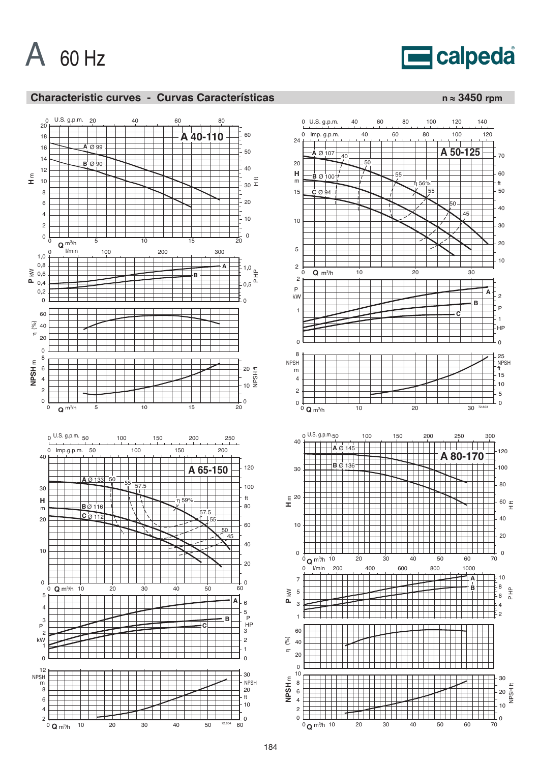# A 60 Hz

calpeda

## Characteristic curves - Curvas Características

**n ≈ 3450 rpm**

### A 40-110

- A Ø 99
- B Ø 90

H m / H ft; Q m³/h; U.S. g.p.m.; l/min

P kW / P HP

η (%)

NPSH m / NPSH ft

### A 50-125

- A Ø 107
- B Ø 100
- C Ø 94

η 56%

H m / ft; Q m³/h; U.S. g.p.m.; Imp. g.p.m.

P kW / P HP

NPSH m / NPSH ft

### A 65-150

- A Ø 133
- B Ø 116
- C Ø 112

η 59%

H m / ft; Q m³/h; U.S. g.p.m.; Imp.g.p.m.

P kW / P HP

NPSH m / NPSH ft

### A 80-170

- A Ø 145
- B Ø 136

H m / H ft; Q m³/h; U.S. g.p.m.; l/min

P kW / P HP

η (%)

NPSH m / NPSH ft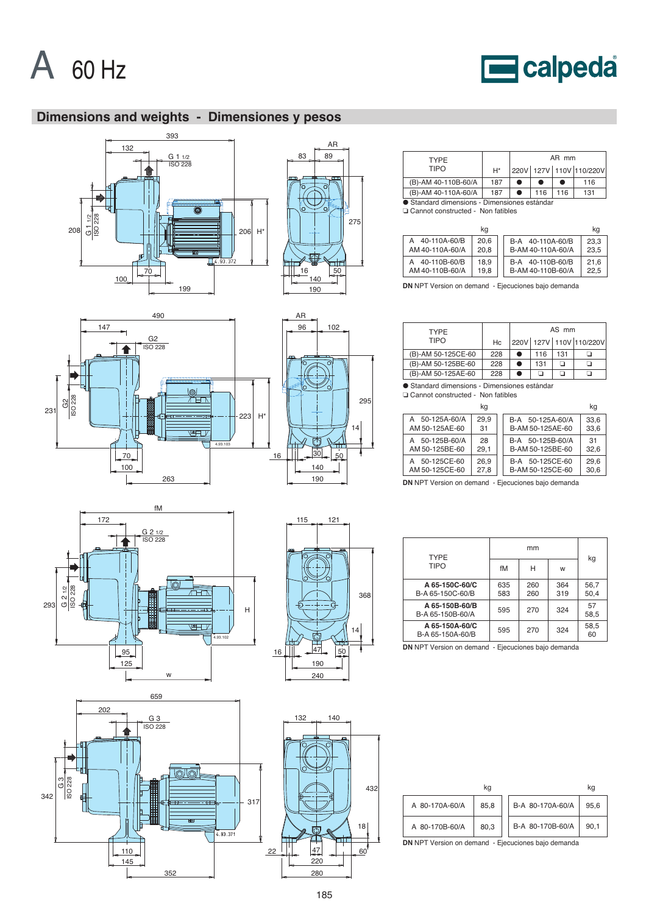# A 60 Hz

## Dimensions and weights - Dimensiones y pesos

| TYPE TIPO | H* | AR mm 220V | 127V | 110V | 110/220V |
|---|---|---|---|---|---|
| (B)-AM 40-110B-60/A | 187 | ● | ● | ● | 116 |
| (B)-AM 40-110A-60/A | 187 | ● | 116 | 116 | 131 |

● Standard dimensions - Dimensiones estándar
❑ Cannot constructed - Non fatibles

| | kg | | kg |
|---|---|---|---|
| A 40-110A-60/B<br>AM 40-110A-60/A | 20,6<br>20,8 | B-A 40-110A-60/B<br>B-AM 40-110A-60/A | 23,3<br>23,5 |
| A 40-110B-60/B<br>AM 40-110B-60/A | 18,9<br>19,8 | B-A 40-110B-60/B<br>B-AM 40-110B-60/A | 21,6<br>22,5 |

**DN** NPT Version on demand - Ejecuciones bajo demanda

| TYPE TIPO | Hc | AS mm 220V | 127V | 110V | 110/220V |
|---|---|---|---|---|---|
| (B)-AM 50-125CE-60 | 228 | ● | 116 | 131 | ❑ |
| (B)-AM 50-125BE-60 | 228 | ● | 131 | ❑ | ❑ |
| (B)-AM 50-125AE-60 | 228 | ● | ❑ | ❑ | ❑ |

● Standard dimensions - Dimensiones estándar
❑ Cannot constructed - Non fatibles

| | kg | | kg |
|---|---|---|---|
| A 50-125A-60/A<br>AM 50-125AE-60 | 29,9<br>31 | B-A 50-125A-60/A<br>B-AM 50-125AE-60 | 33,6<br>33,6 |
| A 50-125B-60/A<br>AM 50-125BE-60 | 28<br>29,1 | B-A 50-125B-60/A<br>B-AM 50-125BE-60 | 31<br>32,6 |
| A 50-125CE-60/A<br>AM 50-125CE-60 | 26,9<br>27,8 | B-A 50-125CE-60<br>B-AM 50-125CE-60 | 29,6<br>30,6 |

**DN** NPT Version on demand - Ejecuciones bajo demanda

| TYPE TIPO | mm fM | H | w | kg |
|---|---|---|---|---|
| **A 65-150C-60/C**<br>B-A 65-150C-60/B | 635<br>583 | 260<br>260 | 364<br>319 | 56,7<br>50,4 |
| **A 65-150B-60/B**<br>B-A 65-150B-60/A | 595 | 270 | 324 | 57<br>58,5 |
| **A 65-150A-60/C**<br>B-A 65-150A-60/B | 595 | 270 | 324 | 58,5<br>60 |

**DN** NPT Version on demand - Ejecuciones bajo demanda

| | kg | | kg |
|---|---|---|---|
| A 80-170A-60/A | 85,8 | B-A 80-170A-60/A | 95,6 |
| A 80-170B-60/A | 80,3 | B-A 80-170B-60/A | 90,1 |

**DN** NPT Version on demand - Ejecuciones bajo demanda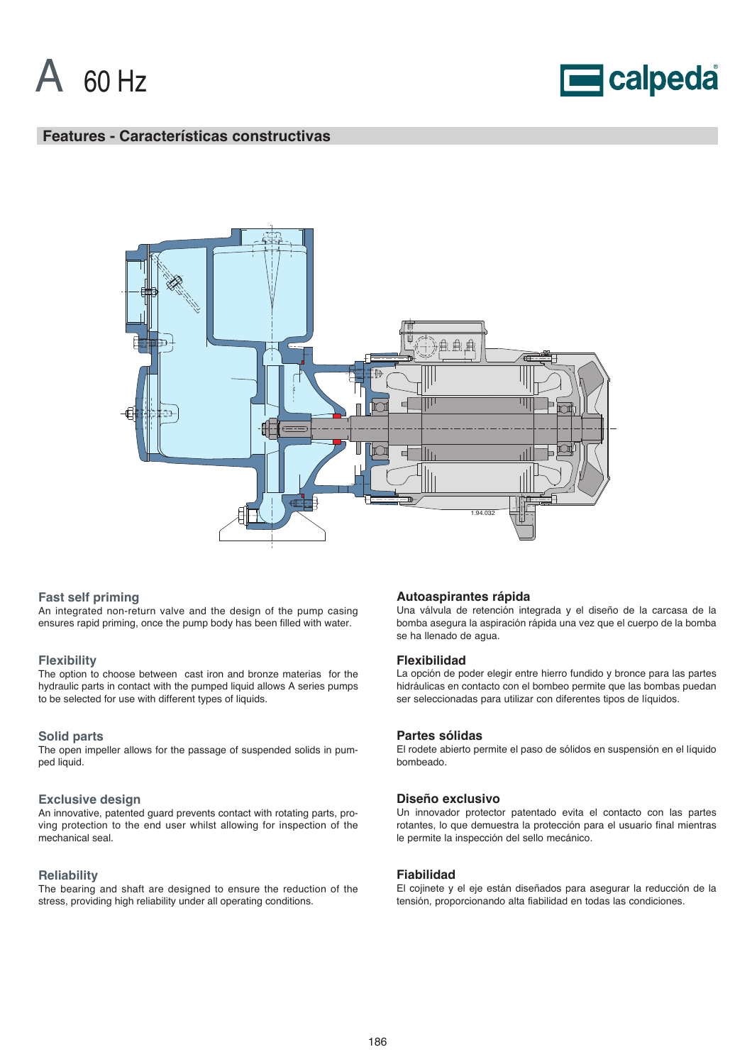# A 60 Hz

## Features - Características constructivas

1.94.032

### Fast self priming
An integrated non-return valve and the design of the pump casing ensures rapid priming, once the pump body has been filled with water.

### Flexibility
The option to choose between cast iron and bronze materias for the hydraulic parts in contact with the pumped liquid allows A series pumps to be selected for use with different types of liquids.

### Solid parts
The open impeller allows for the passage of suspended solids in pumped liquid.

### Exclusive design
An innovative, patented guard prevents contact with rotating parts, proving protection to the end user whilst allowing for inspection of the mechanical seal.

### Reliability
The bearing and shaft are designed to ensure the reduction of the stress, providing high reliability under all operating conditions.

### Autoaspirantes rápida
Una válvula de retención integrada y el diseño de la carcasa de la bomba asegura la aspiración rápida una vez que el cuerpo de la bomba se ha llenado de agua.

### Flexibilidad
La opción de poder elegir entre hierro fundido y bronce para las partes hidráulicas en contacto con el bombeo permite que las bombas puedan ser seleccionadas para utilizar con diferentes tipos de líquidos.

### Partes sólidas
El rodete abierto permite el paso de sólidos en suspensión en el líquido bombeado.

### Diseño exclusivo
Un innovador protector patentado evita el contacto con las partes rotantes, lo que demuestra la protección para el usuario final mientras le permite la inspección del sello mecánico.

### Fiabilidad
El cojinete y el eje están diseñados para asegurar la reducción de la tensión, proporcionando alta fiabilidad en todas las condiciones.